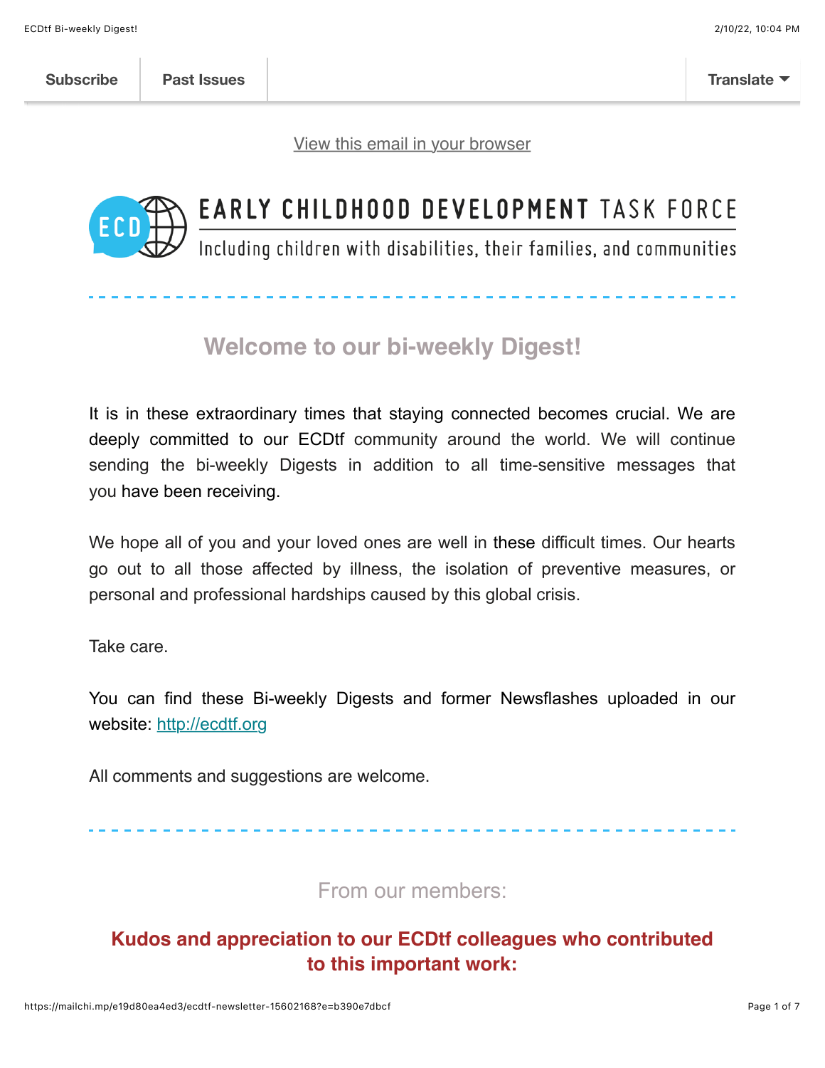Subscribe | Past Issues | Translate

[View this email in your browser](#)

EARLY CHILDHOOD DEVELOPMENT TASK FORCE

Including children with disabilities, their families, and communities

## Welcome to our bi-weekly Digest!

It is in these extraordinary times that staying connected becomes crucial. We are deeply committed to our ECDtf community around the world. We will continue sending the bi-weekly Digests in addition to all time-sensitive messages that you have been receiving.

We hope all of you and your loved ones are well in these difficult times. Our hearts go out to all those affected by illness, the isolation of preventive measures, or personal and professional hardships caused by this global crisis.

Take care.

You can find these Bi-weekly Digests and former Newsflashes uploaded in our website: [http://ecdtf.org](http://ecdtf.org)

All comments and suggestions are welcome.

### From our members:

**Kudos and appreciation to our ECDtf colleagues who contributed to this important work:**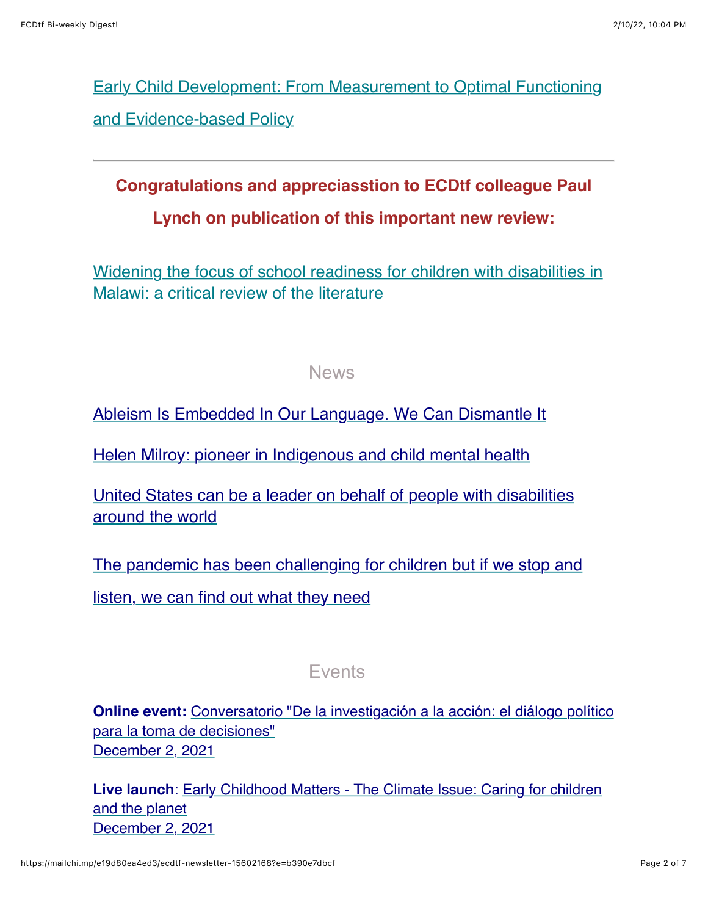Early Child Development: From Measurement to Optimal Functioning and Evidence-based Policy

---

**Congratulations and appreciasstion to ECDtf colleague Paul Lynch on publication of this important new review:**

Widening the focus of school readiness for children with disabilities in Malawi: a critical review of the literature

## News

Ableism Is Embedded In Our Language. We Can Dismantle It

Helen Milroy: pioneer in Indigenous and child mental health

United States can be a leader on behalf of people with disabilities around the world

The pandemic has been challenging for children but if we stop and listen, we can find out what they need

## Events

**Online event:** Conversatorio "De la investigación a la acción: el diálogo político para la toma de decisiones"
December 2, 2021

**Live launch**: Early Childhood Matters - The Climate Issue: Caring for children and the planet
December 2, 2021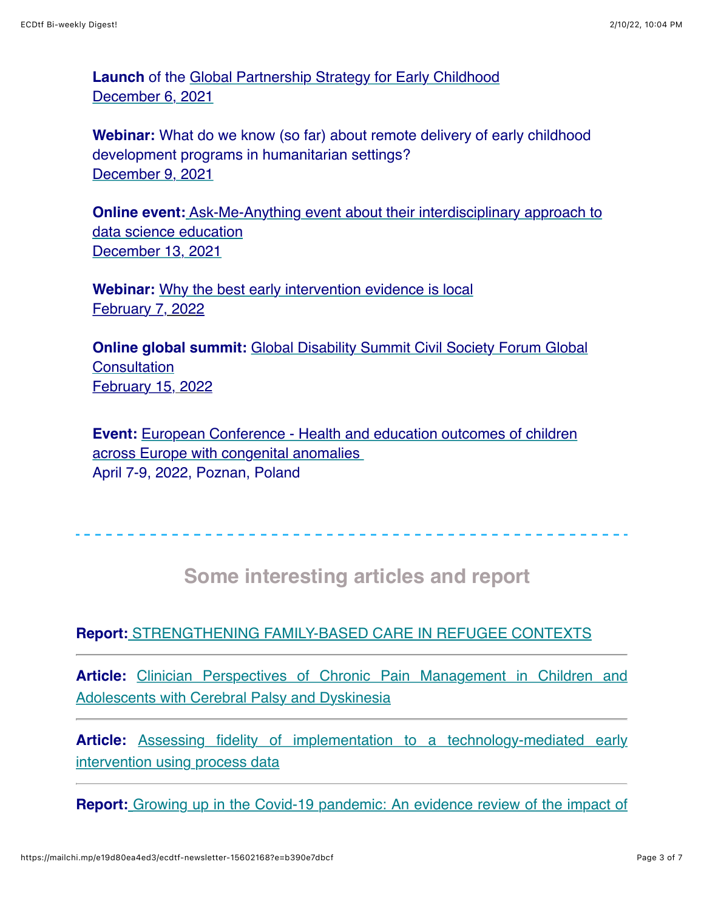**Launch** of the Global Partnership Strategy for Early Childhood
December 6, 2021

**Webinar:** What do we know (so far) about remote delivery of early childhood development programs in humanitarian settings?
December 9, 2021

**Online event:** Ask-Me-Anything event about their interdisciplinary approach to data science education
December 13, 2021

**Webinar:** Why the best early intervention evidence is local
February 7, 2022

**Online global summit:** Global Disability Summit Civil Society Forum Global Consultation
February 15, 2022

**Event:** European Conference - Health and education outcomes of children across Europe with congenital anomalies
April 7-9, 2022, Poznan, Poland

---

## Some interesting articles and report

**Report:** STRENGTHENING FAMILY-BASED CARE IN REFUGEE CONTEXTS

---

**Article:** Clinician Perspectives of Chronic Pain Management in Children and Adolescents with Cerebral Palsy and Dyskinesia

---

**Article:** Assessing fidelity of implementation to a technology-mediated early intervention using process data

---

**Report:** Growing up in the Covid-19 pandemic: An evidence review of the impact of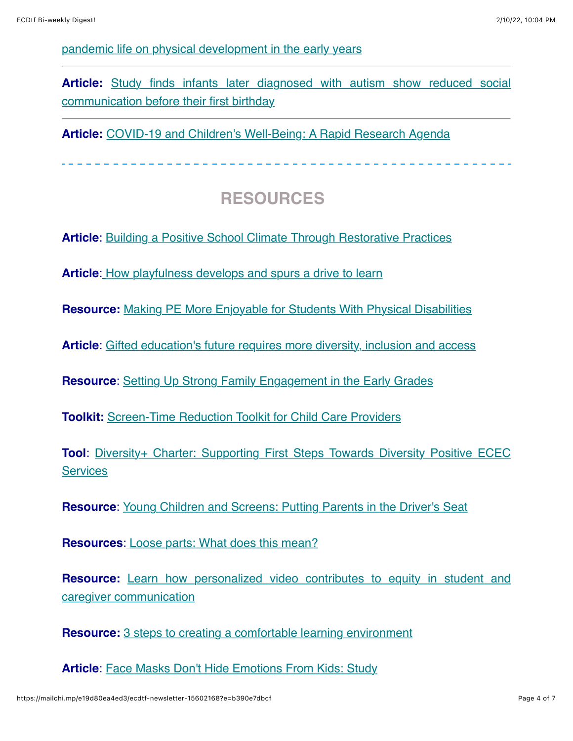pandemic life on physical development in the early years

---

**Article:** Study finds infants later diagnosed with autism show reduced social communication before their first birthday

---

**Article:** COVID-19 and Children's Well-Being: A Rapid Research Agenda

---

## RESOURCES

**Article**: Building a Positive School Climate Through Restorative Practices

**Article**: How playfulness develops and spurs a drive to learn

**Resource:** Making PE More Enjoyable for Students With Physical Disabilities

**Article**: Gifted education's future requires more diversity, inclusion and access

**Resource**: Setting Up Strong Family Engagement in the Early Grades

**Toolkit:** Screen-Time Reduction Toolkit for Child Care Providers

**Tool**: Diversity+ Charter: Supporting First Steps Towards Diversity Positive ECEC Services

**Resource**: Young Children and Screens: Putting Parents in the Driver's Seat

**Resources**: Loose parts: What does this mean?

**Resource:** Learn how personalized video contributes to equity in student and caregiver communication

**Resource:** 3 steps to creating a comfortable learning environment

**Article**: Face Masks Don't Hide Emotions From Kids: Study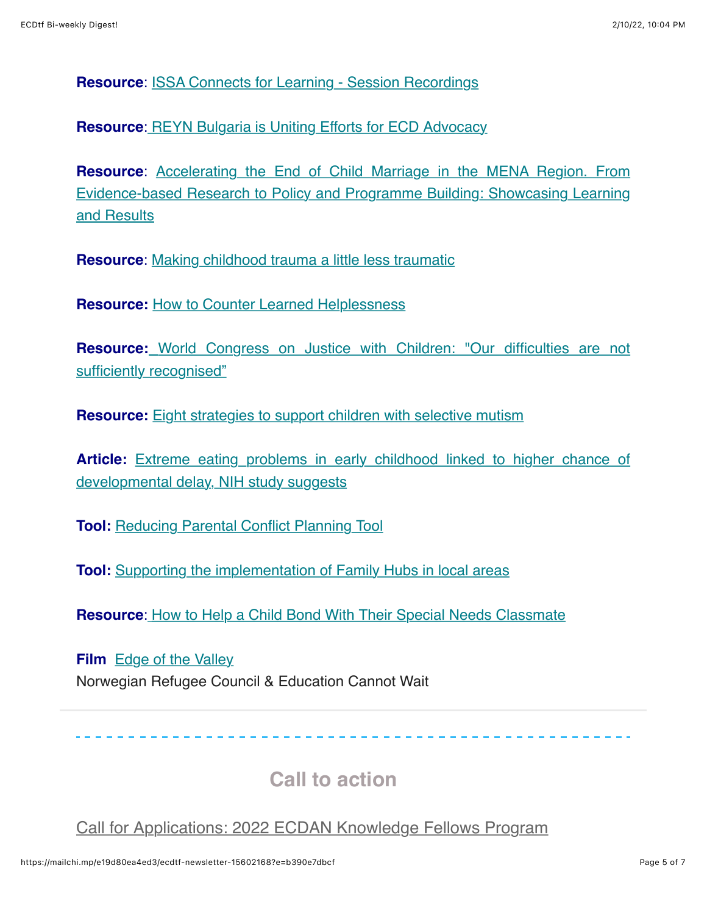**Resource**: ISSA Connects for Learning - Session Recordings

**Resource**: REYN Bulgaria is Uniting Efforts for ECD Advocacy

**Resource**: Accelerating the End of Child Marriage in the MENA Region. From Evidence-based Research to Policy and Programme Building: Showcasing Learning and Results

**Resource**: Making childhood trauma a little less traumatic

**Resource:** How to Counter Learned Helplessness

**Resource:** World Congress on Justice with Children: "Our difficulties are not sufficiently recognised"

**Resource:** Eight strategies to support children with selective mutism

**Article:** Extreme eating problems in early childhood linked to higher chance of developmental delay, NIH study suggests

**Tool:** Reducing Parental Conflict Planning Tool

**Tool:** Supporting the implementation of Family Hubs in local areas

**Resource**: How to Help a Child Bond With Their Special Needs Classmate

**Film** Edge of the Valley
Norwegian Refugee Council & Education Cannot Wait

---

## Call to action

Call for Applications: 2022 ECDAN Knowledge Fellows Program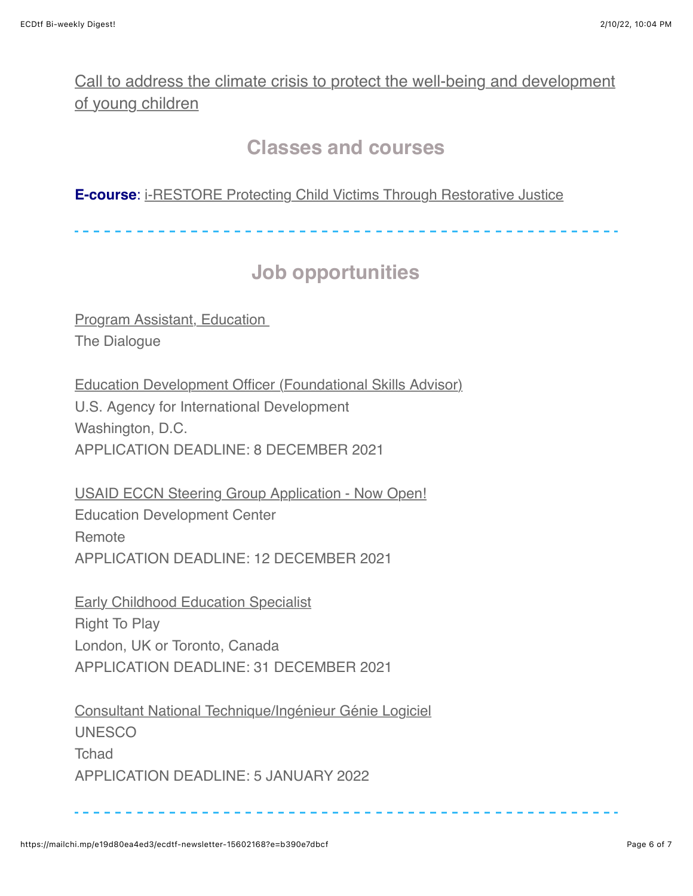Call to address the climate crisis to protect the well-being and development of young children

## Classes and courses

**E-course**: i-RESTORE Protecting Child Victims Through Restorative Justice

---

## Job opportunities

Program Assistant, Education
The Dialogue

Education Development Officer (Foundational Skills Advisor)
U.S. Agency for International Development
Washington, D.C.
APPLICATION DEADLINE: 8 DECEMBER 2021

USAID ECCN Steering Group Application - Now Open!
Education Development Center
Remote
APPLICATION DEADLINE: 12 DECEMBER 2021

Early Childhood Education Specialist
Right To Play
London, UK or Toronto, Canada
APPLICATION DEADLINE: 31 DECEMBER 2021

Consultant National Technique/Ingénieur Génie Logiciel
UNESCO
Tchad
APPLICATION DEADLINE: 5 JANUARY 2022

---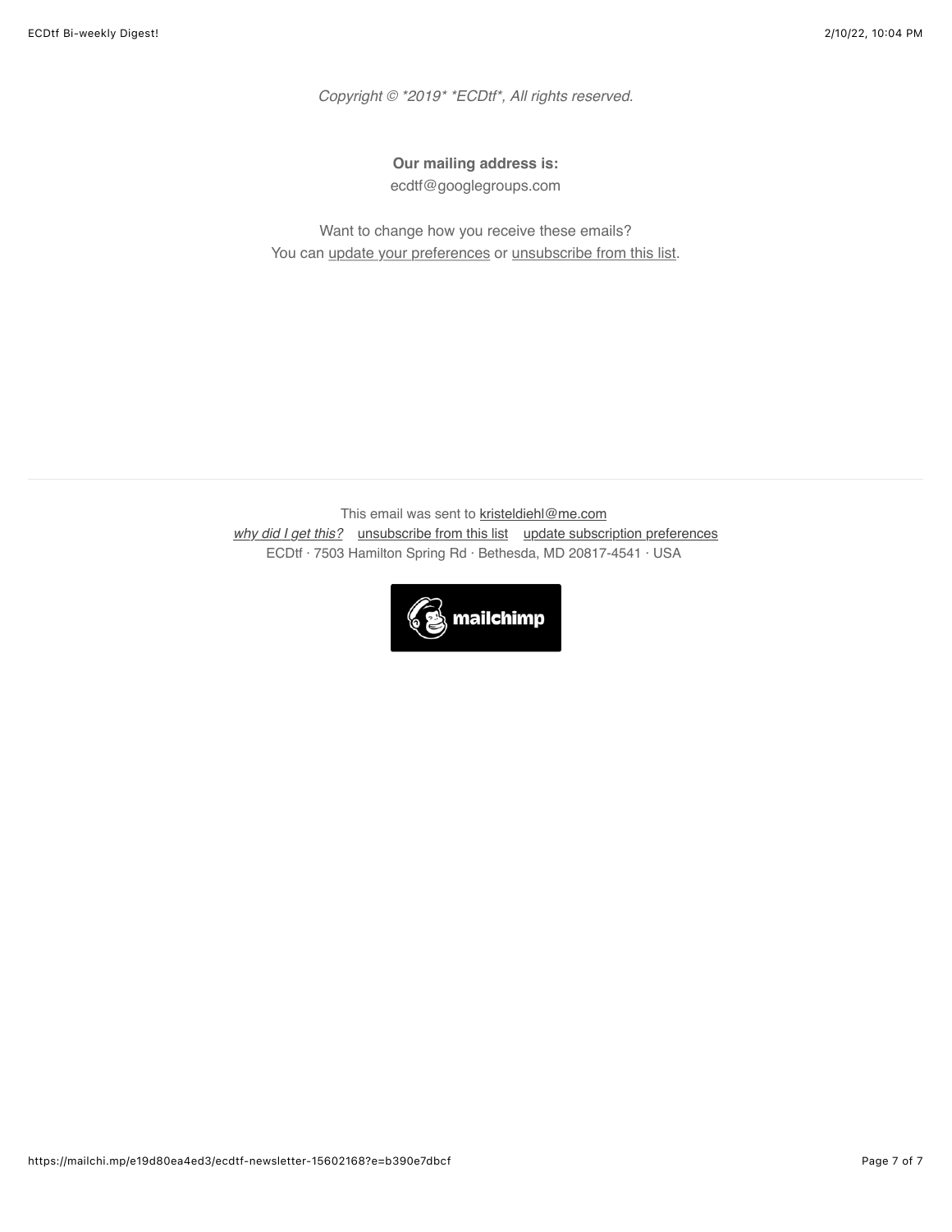*Copyright © *2019* *ECDtf*, All rights reserved.*

**Our mailing address is:**
ecdtf@googlegroups.com

Want to change how you receive these emails?
You can update your preferences or unsubscribe from this list.

---

This email was sent to kristeldiehl@me.com
*why did I get this?* unsubscribe from this list update subscription preferences
ECDtf · 7503 Hamilton Spring Rd · Bethesda, MD 20817-4541 · USA

mailchimp